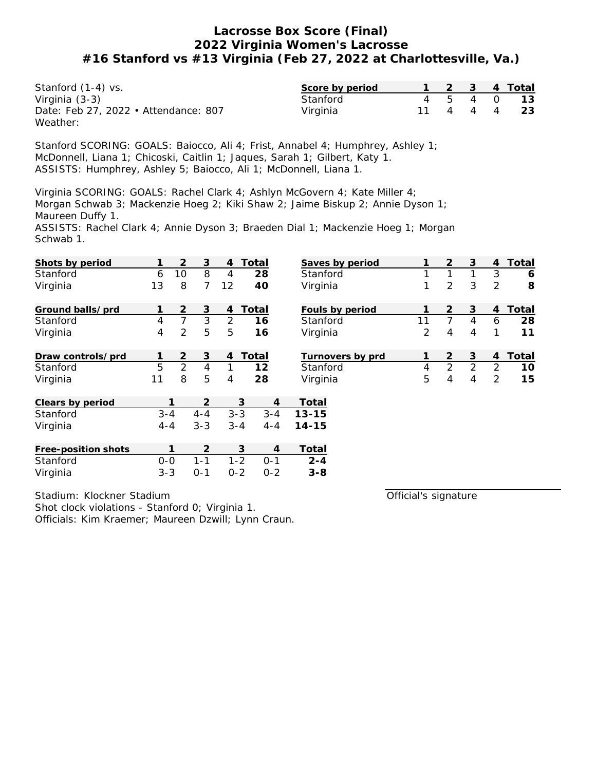# Lacrosse Box Score (Final)
## 2022 Virginia Women's Lacrosse
### #16 Stanford vs #13 Virginia (Feb 27, 2022 at Charlottesville, Va.)

Stanford (1-4) vs.
Virginia (3-3)
Date: Feb 27, 2022 • Attendance: 807
Weather:

| Score by period | 1 | 2 | 3 | 4 | Total |
|---|---|---|---|---|---|
| Stanford | 4 | 5 | 4 | 0 | 13 |
| Virginia | 11 | 4 | 4 | 4 | 23 |

Stanford SCORING: GOALS: Baiocco, Ali 4; Frist, Annabel 4; Humphrey, Ashley 1; McDonnell, Liana 1; Chicoski, Caitlin 1; Jaques, Sarah 1; Gilbert, Katy 1.
ASSISTS: Humphrey, Ashley 5; Baiocco, Ali 1; McDonnell, Liana 1.

Virginia SCORING: GOALS: Rachel Clark 4; Ashlyn McGovern 4; Kate Miller 4; Morgan Schwab 3; Mackenzie Hoeg 2; Kiki Shaw 2; Jaime Biskup 2; Annie Dyson 1; Maureen Duffy 1.
ASSISTS: Rachel Clark 4; Annie Dyson 3; Braeden Dial 1; Mackenzie Hoeg 1; Morgan Schwab 1.

| Shots by period | 1 | 2 | 3 | 4 | Total |
|---|---|---|---|---|---|
| Stanford | 6 | 10 | 8 | 4 | 28 |
| Virginia | 13 | 8 | 7 | 12 | 40 |

| Saves by period | 1 | 2 | 3 | 4 | Total |
|---|---|---|---|---|---|
| Stanford | 1 | 1 | 1 | 3 | 6 |
| Virginia | 1 | 2 | 3 | 2 | 8 |

| Ground balls/prd | 1 | 2 | 3 | 4 | Total |
|---|---|---|---|---|---|
| Stanford | 4 | 7 | 3 | 2 | 16 |
| Virginia | 4 | 2 | 5 | 5 | 16 |

| Fouls by period | 1 | 2 | 3 | 4 | Total |
|---|---|---|---|---|---|
| Stanford | 11 | 7 | 4 | 6 | 28 |
| Virginia | 2 | 4 | 4 | 1 | 11 |

| Draw controls/prd | 1 | 2 | 3 | 4 | Total |
|---|---|---|---|---|---|
| Stanford | 5 | 2 | 4 | 1 | 12 |
| Virginia | 11 | 8 | 5 | 4 | 28 |

| Turnovers by prd | 1 | 2 | 3 | 4 | Total |
|---|---|---|---|---|---|
| Stanford | 4 | 2 | 2 | 2 | 10 |
| Virginia | 5 | 4 | 4 | 2 | 15 |

| Clears by period | 1 | 2 | 3 | 4 | Total |
|---|---|---|---|---|---|
| Stanford | 3-4 | 4-4 | 3-3 | 3-4 | 13-15 |
| Virginia | 4-4 | 3-3 | 3-4 | 4-4 | 14-15 |

| Free-position shots | 1 | 2 | 3 | 4 | Total |
|---|---|---|---|---|---|
| Stanford | 0-0 | 1-1 | 1-2 | 0-1 | 2-4 |
| Virginia | 3-3 | 0-1 | 0-2 | 0-2 | 3-8 |

Stadium: Klockner Stadium
Shot clock violations - Stanford 0; Virginia 1.
Officials: Kim Kraemer; Maureen Dzwill; Lynn Craun.

Official's signature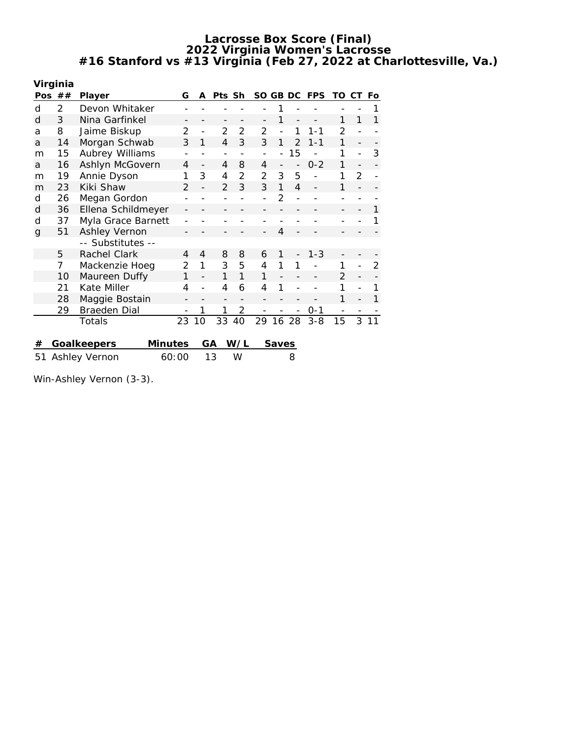# Lacrosse Box Score (Final)
## 2022 Virginia Women's Lacrosse
## #16 Stanford vs #13 Virginia (Feb 27, 2022 at Charlottesville, Va.)

**Virginia**

| Pos | ## | Player | G | A | Pts | Sh | SO | GB | DC | FPS | TO | CT | Fo |
|---|---|---|---|---|---|---|---|---|---|---|---|---|---|
| d | 2 | Devon Whitaker | - | - | - | - | - | 1 | - | - | - | - | 1 |
| d | 3 | Nina Garfinkel | - | - | - | - | - | 1 | - | - | 1 | 1 | 1 |
| a | 8 | Jaime Biskup | 2 | - | 2 | 2 | 2 | - | 1 | 1-1 | 2 | - | - |
| a | 14 | Morgan Schwab | 3 | 1 | 4 | 3 | 3 | 1 | 2 | 1-1 | 1 | - | - |
| m | 15 | Aubrey Williams | - | - | - | - | - | - | 15 | - | 1 | - | 3 |
| a | 16 | Ashlyn McGovern | 4 | - | 4 | 8 | 4 | - | - | 0-2 | 1 | - | - |
| m | 19 | Annie Dyson | 1 | 3 | 4 | 2 | 2 | 3 | 5 | - | 1 | 2 | - |
| m | 23 | Kiki Shaw | 2 | - | 2 | 3 | 3 | 1 | 4 | - | 1 | - | - |
| d | 26 | Megan Gordon | - | - | - | - | - | 2 | - | - | - | - | - |
| d | 36 | Ellena Schildmeyer | - | - | - | - | - | - | - | - | - | - | 1 |
| d | 37 | Myla Grace Barnett | - | - | - | - | - | - | - | - | - | - | 1 |
| g | 51 | Ashley Vernon | - | - | - | - | - | 4 | - | - | - | - | - |
| | | -- Substitutes -- | | | | | | | | | | | |
| | 5 | Rachel Clark | 4 | 4 | 8 | 8 | 6 | 1 | - | 1-3 | - | - | - |
| | 7 | Mackenzie Hoeg | 2 | 1 | 3 | 5 | 4 | 1 | 1 | - | 1 | - | 2 |
| | 10 | Maureen Duffy | 1 | - | 1 | 1 | 1 | - | - | - | 2 | - | - |
| | 21 | Kate Miller | 4 | - | 4 | 6 | 4 | 1 | - | - | 1 | - | 1 |
| | 28 | Maggie Bostain | - | - | - | - | - | - | - | - | 1 | - | 1 |
| | 29 | Braeden Dial | - | 1 | 1 | 2 | - | - | - | 0-1 | - | - | - |
| | | Totals | 23 | 10 | 33 | 40 | 29 | 16 | 28 | 3-8 | 15 | 3 | 11 |

| # | Goalkeepers | Minutes | GA | W/L | Saves |
|---|---|---|---|---|---|
| 51 | Ashley Vernon | 60:00 | 13 | W | 8 |

Win-Ashley Vernon (3-3).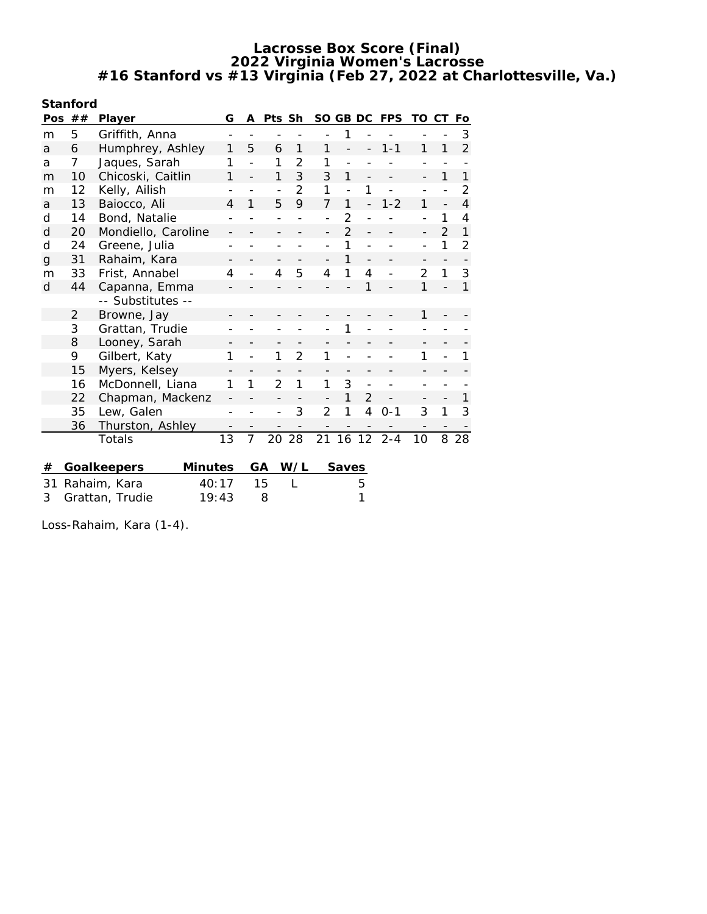# Lacrosse Box Score (Final)
## 2022 Virginia Women's Lacrosse
## #16 Stanford vs #13 Virginia (Feb 27, 2022 at Charlottesville, Va.)

**Stanford**

| Pos | ## | Player | G | A | Pts | Sh | SO | GB | DC | FPS | TO | CT | Fo |
|---|---|---|---|---|---|---|---|---|---|---|---|---|---|
| m | 5 | Griffith, Anna | - | - | - | - | - | 1 | - | - | - | - | 3 |
| a | 6 | Humphrey, Ashley | 1 | 5 | 6 | 1 | 1 | - | - | 1-1 | 1 | 1 | 2 |
| a | 7 | Jaques, Sarah | 1 | - | 1 | 2 | 1 | - | - | - | - | - | - |
| m | 10 | Chicoski, Caitlin | 1 | - | 1 | 3 | 3 | 1 | - | - | - | 1 | 1 |
| m | 12 | Kelly, Ailish | - | - | - | 2 | 1 | - | 1 | - | - | - | 2 |
| a | 13 | Baiocco, Ali | 4 | 1 | 5 | 9 | 7 | 1 | - | 1-2 | 1 | - | 4 |
| d | 14 | Bond, Natalie | - | - | - | - | - | 2 | - | - | - | 1 | 4 |
| d | 20 | Mondiello, Caroline | - | - | - | - | - | 2 | - | - | - | 2 | 1 |
| d | 24 | Greene, Julia | - | - | - | - | - | 1 | - | - | - | 1 | 2 |
| g | 31 | Rahaim, Kara | - | - | - | - | - | 1 | - | - | - | - | - |
| m | 33 | Frist, Annabel | 4 | - | 4 | 5 | 4 | 1 | 4 | - | 2 | 1 | 3 |
| d | 44 | Capanna, Emma | - | - | - | - | - | - | 1 | - | 1 | - | 1 |
| | | -- Substitutes -- | | | | | | | | | | | |
| | 2 | Browne, Jay | - | - | - | - | - | - | - | - | 1 | - | - |
| | 3 | Grattan, Trudie | - | - | - | - | - | 1 | - | - | - | - | - |
| | 8 | Looney, Sarah | - | - | - | - | - | - | - | - | - | - | - |
| | 9 | Gilbert, Katy | 1 | - | 1 | 2 | 1 | - | - | - | 1 | - | 1 |
| | 15 | Myers, Kelsey | - | - | - | - | - | - | - | - | - | - | - |
| | 16 | McDonnell, Liana | 1 | 1 | 2 | 1 | 1 | 3 | - | - | - | - | - |
| | 22 | Chapman, Mackenz | - | - | - | - | - | 1 | 2 | - | - | - | 1 |
| | 35 | Lew, Galen | - | - | - | 3 | 2 | 1 | 4 | 0-1 | 3 | 1 | 3 |
| | 36 | Thurston, Ashley | - | - | - | - | - | - | - | - | - | - | - |
| | | Totals | 13 | 7 | 20 | 28 | 21 | 16 | 12 | 2-4 | 10 | 8 | 28 |

| # | Goalkeepers | Minutes | GA | W/L | Saves |
|---|---|---|---|---|---|
| 31 | Rahaim, Kara | 40:17 | 15 | L | 5 |
| 3 | Grattan, Trudie | 19:43 | 8 | | 1 |

Loss-Rahaim, Kara (1-4).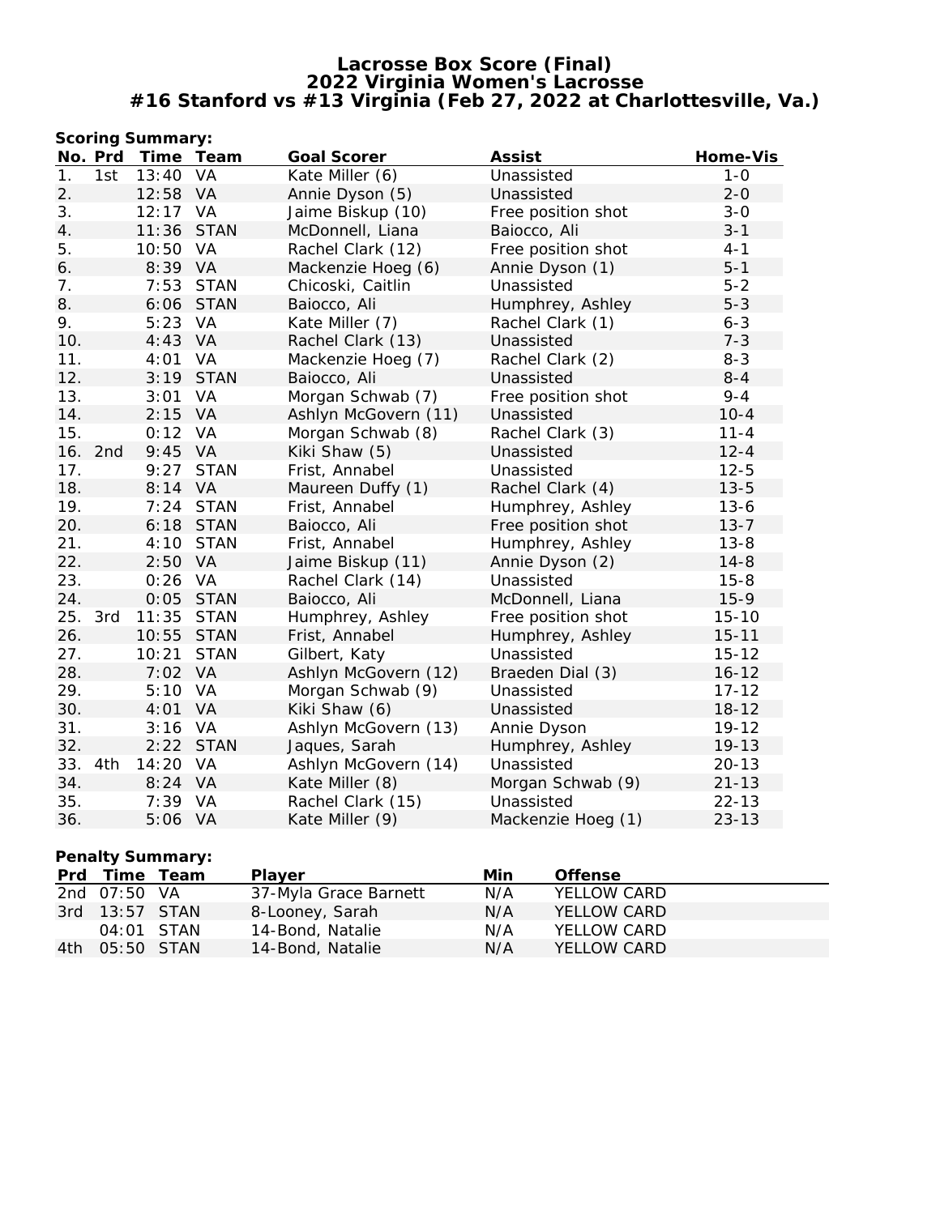# Lacrosse Box Score (Final)
## 2022 Virginia Women's Lacrosse
## #16 Stanford vs #13 Virginia (Feb 27, 2022 at Charlottesville, Va.)

**Scoring Summary:**

| No. | Prd | Time | Team | Goal Scorer | Assist | Home-Vis |
|---|---|---|---|---|---|---|
| 1. | 1st | 13:40 | VA | Kate Miller (6) | Unassisted | 1-0 |
| 2. | | 12:58 | VA | Annie Dyson (5) | Unassisted | 2-0 |
| 3. | | 12:17 | VA | Jaime Biskup (10) | Free position shot | 3-0 |
| 4. | | 11:36 | STAN | McDonnell, Liana | Baiocco, Ali | 3-1 |
| 5. | | 10:50 | VA | Rachel Clark (12) | Free position shot | 4-1 |
| 6. | | 8:39 | VA | Mackenzie Hoeg (6) | Annie Dyson (1) | 5-1 |
| 7. | | 7:53 | STAN | Chicoski, Caitlin | Unassisted | 5-2 |
| 8. | | 6:06 | STAN | Baiocco, Ali | Humphrey, Ashley | 5-3 |
| 9. | | 5:23 | VA | Kate Miller (7) | Rachel Clark (1) | 6-3 |
| 10. | | 4:43 | VA | Rachel Clark (13) | Unassisted | 7-3 |
| 11. | | 4:01 | VA | Mackenzie Hoeg (7) | Rachel Clark (2) | 8-3 |
| 12. | | 3:19 | STAN | Baiocco, Ali | Unassisted | 8-4 |
| 13. | | 3:01 | VA | Morgan Schwab (7) | Free position shot | 9-4 |
| 14. | | 2:15 | VA | Ashlyn McGovern (11) | Unassisted | 10-4 |
| 15. | | 0:12 | VA | Morgan Schwab (8) | Rachel Clark (3) | 11-4 |
| 16. | 2nd | 9:45 | VA | Kiki Shaw (5) | Unassisted | 12-4 |
| 17. | | 9:27 | STAN | Frist, Annabel | Unassisted | 12-5 |
| 18. | | 8:14 | VA | Maureen Duffy (1) | Rachel Clark (4) | 13-5 |
| 19. | | 7:24 | STAN | Frist, Annabel | Humphrey, Ashley | 13-6 |
| 20. | | 6:18 | STAN | Baiocco, Ali | Free position shot | 13-7 |
| 21. | | 4:10 | STAN | Frist, Annabel | Humphrey, Ashley | 13-8 |
| 22. | | 2:50 | VA | Jaime Biskup (11) | Annie Dyson (2) | 14-8 |
| 23. | | 0:26 | VA | Rachel Clark (14) | Unassisted | 15-8 |
| 24. | | 0:05 | STAN | Baiocco, Ali | McDonnell, Liana | 15-9 |
| 25. | 3rd | 11:35 | STAN | Humphrey, Ashley | Free position shot | 15-10 |
| 26. | | 10:55 | STAN | Frist, Annabel | Humphrey, Ashley | 15-11 |
| 27. | | 10:21 | STAN | Gilbert, Katy | Unassisted | 15-12 |
| 28. | | 7:02 | VA | Ashlyn McGovern (12) | Braeden Dial (3) | 16-12 |
| 29. | | 5:10 | VA | Morgan Schwab (9) | Unassisted | 17-12 |
| 30. | | 4:01 | VA | Kiki Shaw (6) | Unassisted | 18-12 |
| 31. | | 3:16 | VA | Ashlyn McGovern (13) | Annie Dyson | 19-12 |
| 32. | | 2:22 | STAN | Jaques, Sarah | Humphrey, Ashley | 19-13 |
| 33. | 4th | 14:20 | VA | Ashlyn McGovern (14) | Unassisted | 20-13 |
| 34. | | 8:24 | VA | Kate Miller (8) | Morgan Schwab (9) | 21-13 |
| 35. | | 7:39 | VA | Rachel Clark (15) | Unassisted | 22-13 |
| 36. | | 5:06 | VA | Kate Miller (9) | Mackenzie Hoeg (1) | 23-13 |

**Penalty Summary:**

| Prd | Time | Team | Player | Min | Offense |
|---|---|---|---|---|---|
| 2nd | 07:50 | VA | 37-Myla Grace Barnett | N/A | YELLOW CARD |
| 3rd | 13:57 | STAN | 8-Looney, Sarah | N/A | YELLOW CARD |
| | 04:01 | STAN | 14-Bond, Natalie | N/A | YELLOW CARD |
| 4th | 05:50 | STAN | 14-Bond, Natalie | N/A | YELLOW CARD |